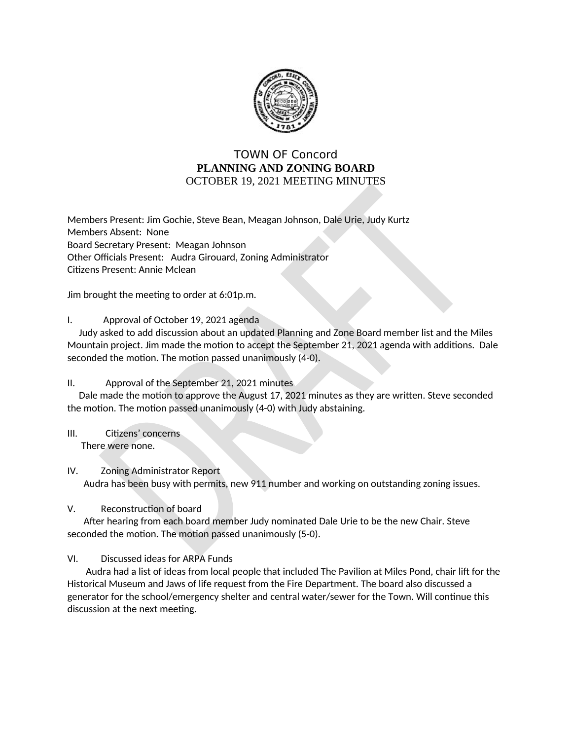TOWN OF Concord

**PLANNING AND ZONING BOARD**

OCTOBER 19, 2021 MEETING MINUTES

Members Present: Jim Gochie, Steve Bean, Meagan Johnson, Dale Urie, Judy Kurtz
Members Absent: None
Board Secretary Present: Meagan Johnson
Other Officials Present: Audra Girouard, Zoning Administrator
Citizens Present: Annie Mclean

Jim brought the meeting to order at 6:01p.m.

I. Approval of October 19, 2021 agenda

Judy asked to add discussion about an updated Planning and Zone Board member list and the Miles Mountain project. Jim made the motion to accept the September 21, 2021 agenda with additions. Dale seconded the motion. The motion passed unanimously (4-0).

II. Approval of the September 21, 2021 minutes

Dale made the motion to approve the August 17, 2021 minutes as they are written. Steve seconded the motion. The motion passed unanimously (4-0) with Judy abstaining.

III. Citizens' concerns

There were none.

IV. Zoning Administrator Report

Audra has been busy with permits, new 911 number and working on outstanding zoning issues.

V. Reconstruction of board

After hearing from each board member Judy nominated Dale Urie to be the new Chair. Steve seconded the motion. The motion passed unanimously (5-0).

VI. Discussed ideas for ARPA Funds

Audra had a list of ideas from local people that included The Pavilion at Miles Pond, chair lift for the Historical Museum and Jaws of life request from the Fire Department. The board also discussed a generator for the school/emergency shelter and central water/sewer for the Town. Will continue this discussion at the next meeting.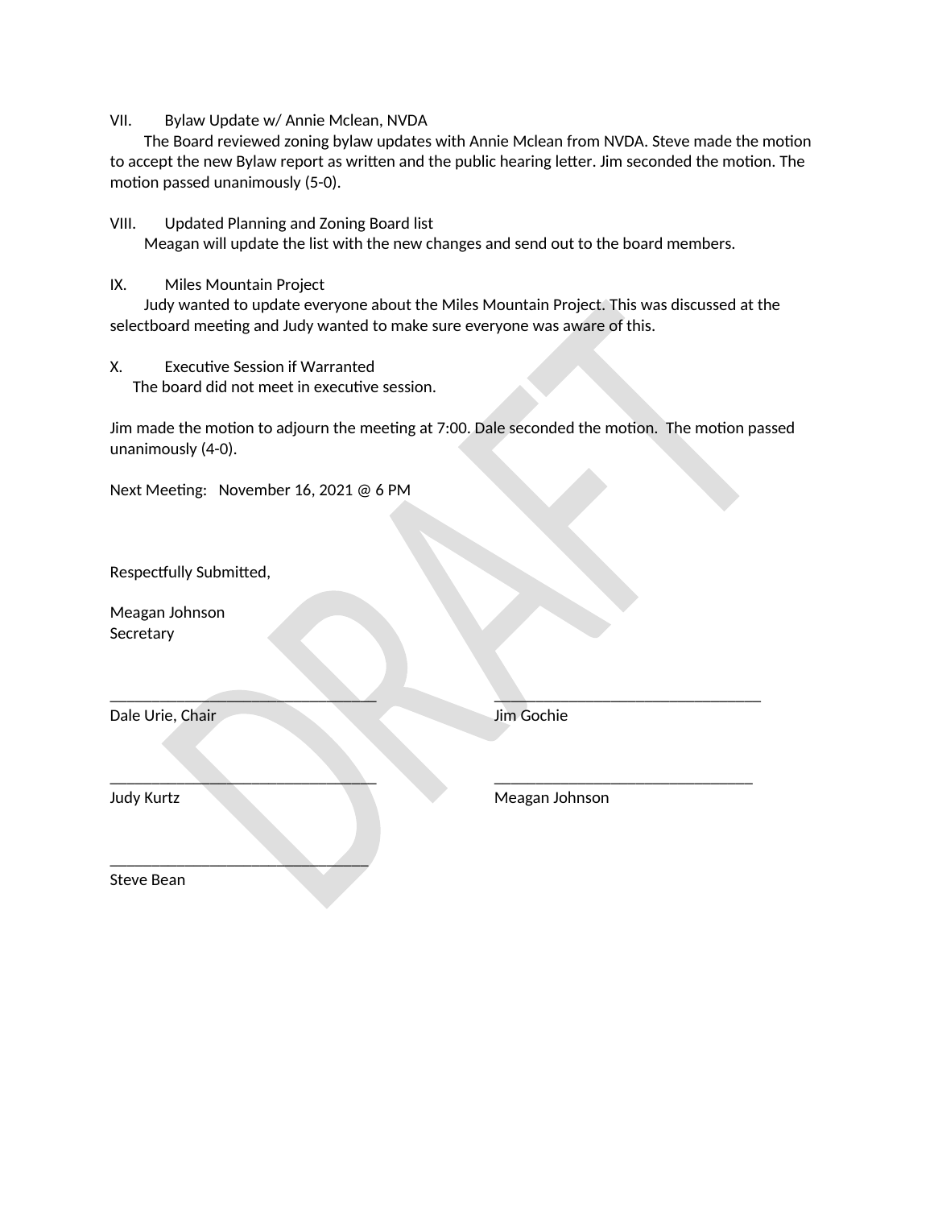VII. Bylaw Update w/ Annie Mclean, NVDA

The Board reviewed zoning bylaw updates with Annie Mclean from NVDA. Steve made the motion to accept the new Bylaw report as written and the public hearing letter. Jim seconded the motion. The motion passed unanimously (5-0).

VIII. Updated Planning and Zoning Board list

Meagan will update the list with the new changes and send out to the board members.

IX. Miles Mountain Project

Judy wanted to update everyone about the Miles Mountain Project. This was discussed at the selectboard meeting and Judy wanted to make sure everyone was aware of this.

X. Executive Session if Warranted

The board did not meet in executive session.

Jim made the motion to adjourn the meeting at 7:00. Dale seconded the motion. The motion passed unanimously (4-0).

Next Meeting: November 16, 2021 @ 6 PM

Respectfully Submitted,

Meagan Johnson
Secretary

_________________________________ _________________________________
Dale Urie, Chair Jim Gochie

_________________________________ _________________________________
Judy Kurtz Meagan Johnson

_________________________________
Steve Bean

DRAFT